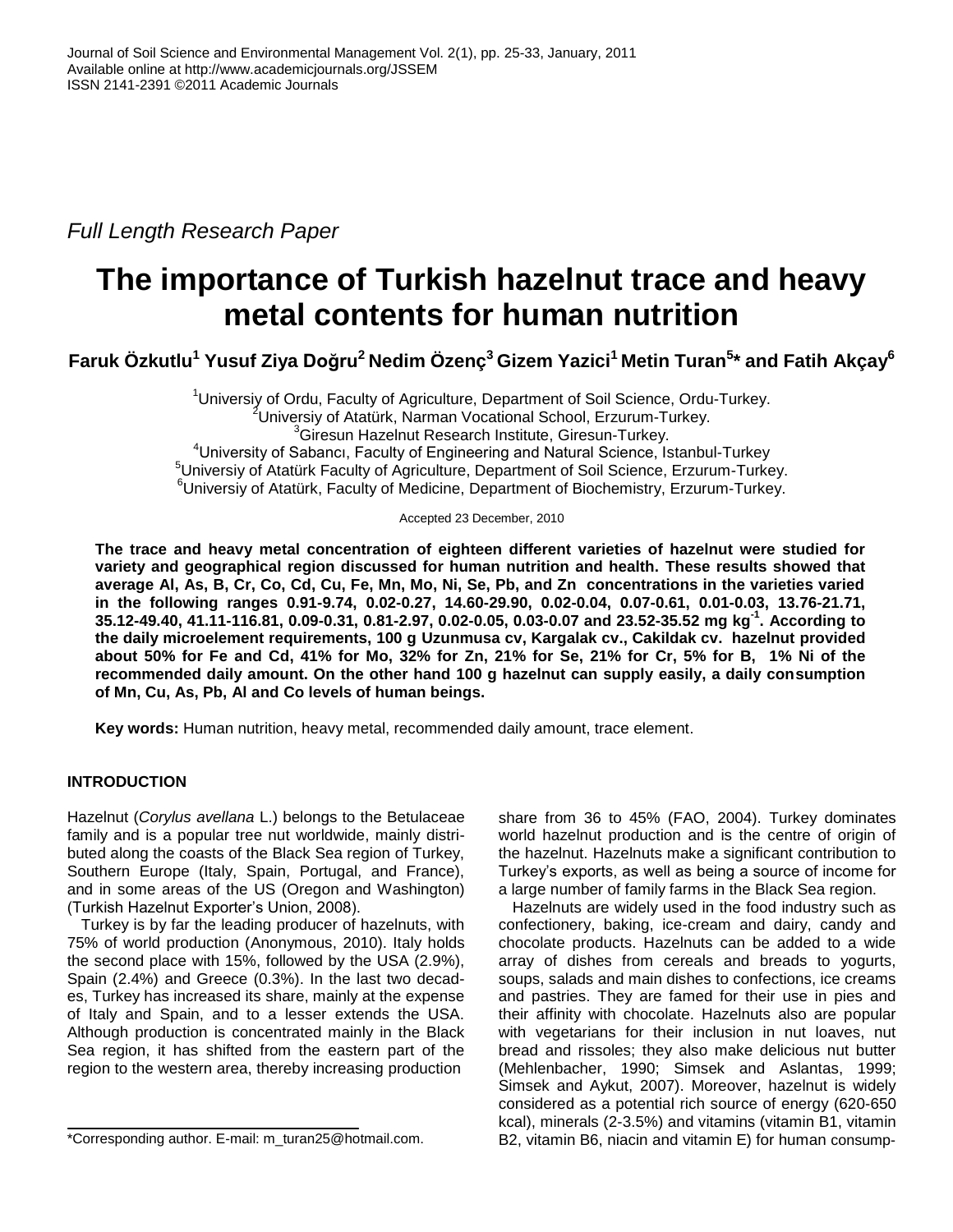Journal of Soil Science and Environmental Management Vol. 2(1), pp. 25-33, January, 2011
Available online at http://www.academicjournals.org/JSSEM
ISSN 2141-2391 ©2011 Academic Journals

*Full Length Research Paper*

# The importance of Turkish hazelnut trace and heavy metal contents for human nutrition

**Faruk Özkutlu[1] Yusuf Ziya Doğru[2] Nedim Özenç[3] Gizem Yazici[1] Metin Turan[5]* and Fatih Akçay[6]**

[1]Universiy of Ordu, Faculty of Agriculture, Department of Soil Science, Ordu-Turkey.
[2]Universiy of Atatürk, Narman Vocational School, Erzurum-Turkey.
[3]Giresun Hazelnut Research Institute, Giresun-Turkey.
[4]University of Sabancı, Faculty of Engineering and Natural Science, Istanbul-Turkey
[5]Universiy of Atatürk Faculty of Agriculture, Department of Soil Science, Erzurum-Turkey.
[6]Universiy of Atatürk, Faculty of Medicine, Department of Biochemistry, Erzurum-Turkey.

Accepted 23 December, 2010

**The trace and heavy metal concentration of eighteen different varieties of hazelnut were studied for variety and geographical region discussed for human nutrition and health. These results showed that average Al, As, B, Cr, Co, Cd, Cu, Fe, Mn, Mo, Ni, Se, Pb, and Zn concentrations in the varieties varied in the following ranges 0.91-9.74, 0.02-0.27, 14.60-29.90, 0.02-0.04, 0.07-0.61, 0.01-0.03, 13.76-21.71, 35.12-49.40, 41.11-116.81, 0.09-0.31, 0.81-2.97, 0.02-0.05, 0.03-0.07 and 23.52-35.52 mg kg$^{-1}$. According to the daily microelement requirements, 100 g Uzunmusa cv, Kargalak cv., Cakildak cv. hazelnut provided about 50% for Fe and Cd, 41% for Mo, 32% for Zn, 21% for Se, 21% for Cr, 5% for B, 1% Ni of the recommended daily amount. On the other hand 100 g hazelnut can supply easily, a daily consumption of Mn, Cu, As, Pb, Al and Co levels of human beings.**

**Key words:** Human nutrition, heavy metal, recommended daily amount, trace element.

## INTRODUCTION

Hazelnut (*Corylus avellana* L.) belongs to the Betulaceae family and is a popular tree nut worldwide, mainly distributed along the coasts of the Black Sea region of Turkey, Southern Europe (Italy, Spain, Portugal, and France), and in some areas of the US (Oregon and Washington) (Turkish Hazelnut Exporter's Union, 2008).

Turkey is by far the leading producer of hazelnuts, with 75% of world production (Anonymous, 2010). Italy holds the second place with 15%, followed by the USA (2.9%), Spain (2.4%) and Greece (0.3%). In the last two decades, Turkey has increased its share, mainly at the expense of Italy and Spain, and to a lesser extends the USA. Although production is concentrated mainly in the Black Sea region, it has shifted from the eastern part of the region to the western area, thereby increasing production share from 36 to 45% (FAO, 2004). Turkey dominates world hazelnut production and is the centre of origin of the hazelnut. Hazelnuts make a significant contribution to Turkey's exports, as well as being a source of income for a large number of family farms in the Black Sea region.

Hazelnuts are widely used in the food industry such as confectionery, baking, ice-cream and dairy, candy and chocolate products. Hazelnuts can be added to a wide array of dishes from cereals and breads to yogurts, soups, salads and main dishes to confections, ice creams and pastries. They are famed for their use in pies and their affinity with chocolate. Hazelnuts also are popular with vegetarians for their inclusion in nut loaves, nut bread and rissoles; they also make delicious nut butter (Mehlenbacher, 1990; Simsek and Aslantas, 1999; Simsek and Aykut, 2007). Moreover, hazelnut is widely considered as a potential rich source of energy (620-650 kcal), minerals (2-3.5%) and vitamins (vitamin B1, vitamin B2, vitamin B6, niacin and vitamin E) for human consump-

*Corresponding author. E-mail: m_turan25@hotmail.com.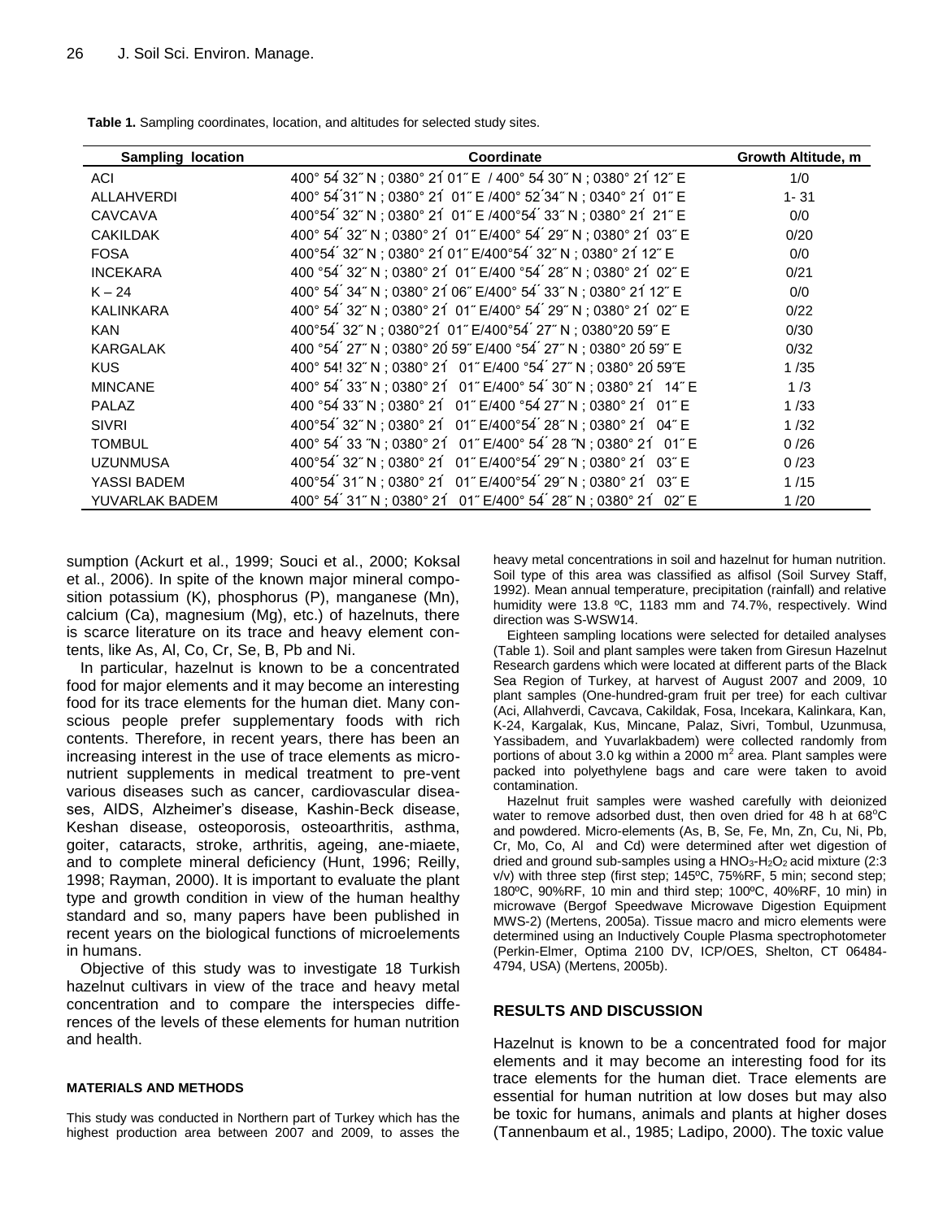**Table 1.** Sampling coordinates, location, and altitudes for selected study sites.

| Sampling location | Coordinate | Growth Altitude, m |
|---|---|---|
| ACI | 400° 54́ 32˝ N ; 0380° 21́ 01˝ E / 400° 54́ 30˝ N ; 0380° 21́ 12˝ E | 1/0 |
| ALLAHVERDI | 400° 54́31˝ N ; 0380° 21́ 01˝ E /400° 52́34˝ N ; 0340° 21́ 01˝ E | 1- 31 |
| CAVCAVA | 400°54́ 32˝ N ; 0380° 21́ 01˝ E /400°54́ 33˝ N ; 0380° 21́ 21˝ E | 0/0 |
| CAKILDAK | 400° 54́ 32˝ N ; 0380° 21́ 01˝ E/400° 54́ 29˝ N ; 0380° 21́ 03˝ E | 0/20 |
| FOSA | 400°54́ 32˝ N ; 0380° 21́ 01˝ E/400°54́ 32˝ N ; 0380° 21́ 12˝ E | 0/0 |
| INCEKARA | 400 °54́ 32˝ N ; 0380° 21́ 01˝ E/400 °54́ 28˝ N ; 0380° 21́ 02˝ E | 0/21 |
| K – 24 | 400° 54́ 34˝ N ; 0380° 21́ 06˝ E/400° 54́ 33˝ N ; 0380° 21́ 12˝ E | 0/0 |
| KALINKARA | 400° 54́ 32˝ N ; 0380° 21́ 01˝ E/400° 54́ 29˝ N ; 0380° 21́ 02˝ E | 0/22 |
| KAN | 400°54́ 32˝ N ; 0380°21́ 01˝ E/400°54́ 27˝ N ; 0380°20 59˝ E | 0/30 |
| KARGALAK | 400 °54́ 27˝ N ; 0380° 20́ 59˝ E/400 °54́ 27˝ N ; 0380° 20́ 59˝ E | 0/32 |
| KUS | 400° 54! 32˝ N ; 0380° 21́ 01˝ E/400 °54́ 27˝ N ; 0380° 20́ 59˝E | 1 /35 |
| MINCANE | 400° 54́ 33˝ N ; 0380° 21́ 01˝ E/400° 54́ 30˝ N ; 0380° 21́ 14˝ E | 1 /3 |
| PALAZ | 400 °54́ 33˝ N ; 0380° 21́ 01˝ E/400 °54́ 27˝ N ; 0380° 21́ 01˝ E | 1 /33 |
| SIVRI | 400°54́ 32˝ N ; 0380° 21́ 01˝ E/400°54́ 28˝ N ; 0380° 21́ 04˝ E | 1 /32 |
| TOMBUL | 400° 54́ 33 ˝N ; 0380° 21́ 01˝ E/400° 54́ 28 ˝N ; 0380° 21́ 01˝ E | 0 /26 |
| UZUNMUSA | 400°54́ 32˝ N ; 0380° 21́ 01˝ E/400°54́ 29˝ N ; 0380° 21́ 03˝ E | 0 /23 |
| YASSI BADEM | 400°54́ 31˝ N ; 0380° 21́ 01˝ E/400°54́ 29˝ N ; 0380° 21́ 03˝ E | 1 /15 |
| YUVARLAK BADEM | 400° 54́ 31˝ N ; 0380° 21́ 01˝ E/400° 54́ 28˝ N ; 0380° 21́ 02˝ E | 1 /20 |

sumption (Ackurt et al., 1999; Souci et al., 2000; Koksal et al., 2006). In spite of the known major mineral composition potassium (K), phosphorus (P), manganese (Mn), calcium (Ca), magnesium (Mg), etc.) of hazelnuts, there is scarce literature on its trace and heavy element contents, like As, Al, Co, Cr, Se, B, Pb and Ni.

In particular, hazelnut is known to be a concentrated food for major elements and it may become an interesting food for its trace elements for the human diet. Many conscious people prefer supplementary foods with rich contents. Therefore, in recent years, there has been an increasing interest in the use of trace elements as micronutrient supplements in medical treatment to pre-vent various diseases such as cancer, cardiovascular diseases, AIDS, Alzheimer's disease, Kashin-Beck disease, Keshan disease, osteoporosis, osteoarthritis, asthma, goiter, cataracts, stroke, arthritis, ageing, ane-miaete, and to complete mineral deficiency (Hunt, 1996; Reilly, 1998; Rayman, 2000). It is important to evaluate the plant type and growth condition in view of the human healthy standard and so, many papers have been published in recent years on the biological functions of microelements in humans.

Objective of this study was to investigate 18 Turkish hazelnut cultivars in view of the trace and heavy metal concentration and to compare the interspecies differences of the levels of these elements for human nutrition and health.

#### MATERIALS AND METHODS

This study was conducted in Northern part of Turkey which has the highest production area between 2007 and 2009, to asses the heavy metal concentrations in soil and hazelnut for human nutrition. Soil type of this area was classified as alfisol (Soil Survey Staff, 1992). Mean annual temperature, precipitation (rainfall) and relative humidity were 13.8 ºC, 1183 mm and 74.7%, respectively. Wind direction was S-WSW14.

Eighteen sampling locations were selected for detailed analyses (Table 1). Soil and plant samples were taken from Giresun Hazelnut Research gardens which were located at different parts of the Black Sea Region of Turkey, at harvest of August 2007 and 2009, 10 plant samples (One-hundred-gram fruit per tree) for each cultivar (Aci, Allahverdi, Cavcava, Cakildak, Fosa, Incekara, Kalinkara, Kan, K-24, Kargalak, Kus, Mincane, Palaz, Sivri, Tombul, Uzunmusa, Yassibadem, and Yuvarlakbadem) were collected randomly from portions of about 3.0 kg within a 2000 $m^2$ area. Plant samples were packed into polyethylene bags and care were taken to avoid contamination.

Hazelnut fruit samples were washed carefully with deionized water to remove adsorbed dust, then oven dried for 48 h at 68$^oC$ and powdered. Micro-elements (As, B, Se, Fe, Mn, Zn, Cu, Ni, Pb, Cr, Mo, Co, Al and Cd) were determined after wet digestion of dried and ground sub-samples using a $HNO_3$-$H_2O_2$ acid mixture (2:3 v/v) with three step (first step; 145ºC, 75%RF, 5 min; second step; 180ºC, 90%RF, 10 min and third step; 100ºC, 40%RF, 10 min) in microwave (Bergof Speedwave Microwave Digestion Equipment MWS-2) (Mertens, 2005a). Tissue macro and micro elements were determined using an Inductively Couple Plasma spectrophotometer (Perkin-Elmer, Optima 2100 DV, ICP/OES, Shelton, CT 06484-4794, USA) (Mertens, 2005b).

## RESULTS AND DISCUSSION

Hazelnut is known to be a concentrated food for major elements and it may become an interesting food for its trace elements for the human diet. Trace elements are essential for human nutrition at low doses but may also be toxic for humans, animals and plants at higher doses (Tannenbaum et al., 1985; Ladipo, 2000). The toxic value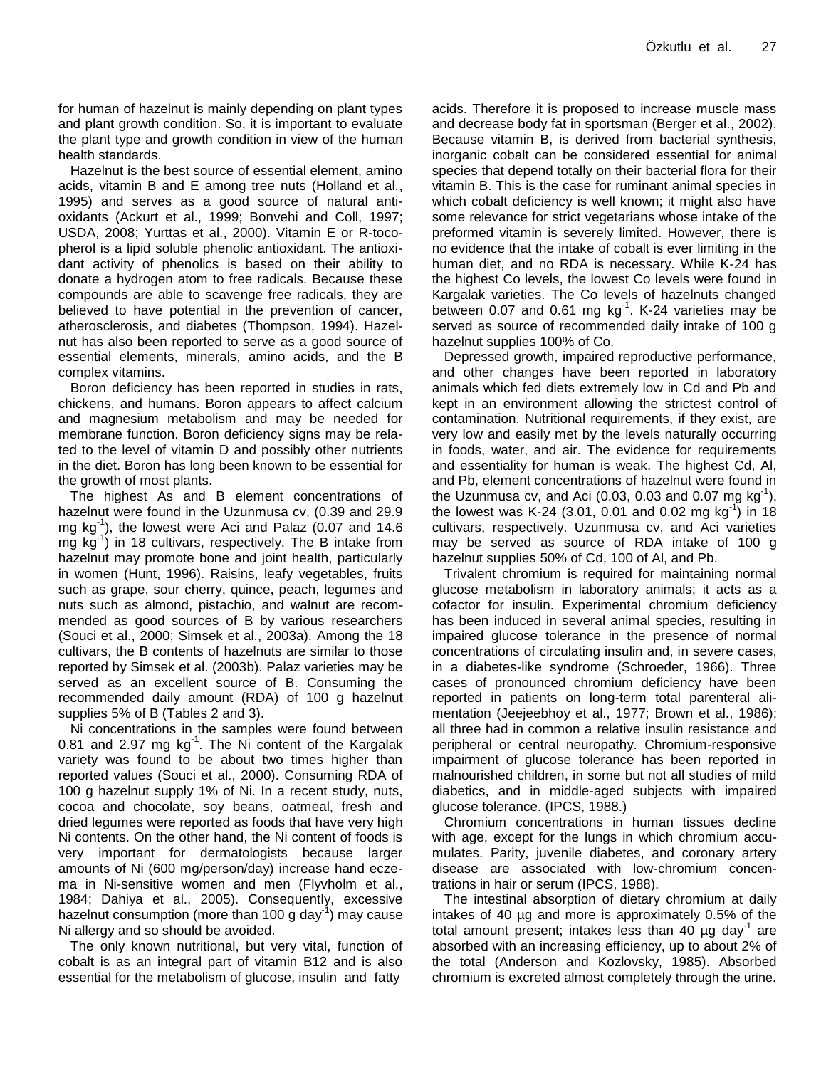for human of hazelnut is mainly depending on plant types and plant growth condition. So, it is important to evaluate the plant type and growth condition in view of the human health standards.

Hazelnut is the best source of essential element, amino acids, vitamin B and E among tree nuts (Holland et al., 1995) and serves as a good source of natural antioxidants (Ackurt et al., 1999; Bonvehi and Coll, 1997; USDA, 2008; Yurttas et al., 2000). Vitamin E or R-tocopherol is a lipid soluble phenolic antioxidant. The antioxidant activity of phenolics is based on their ability to donate a hydrogen atom to free radicals. Because these compounds are able to scavenge free radicals, they are believed to have potential in the prevention of cancer, atherosclerosis, and diabetes (Thompson, 1994). Hazelnut has also been reported to serve as a good source of essential elements, minerals, amino acids, and the B complex vitamins.

Boron deficiency has been reported in studies in rats, chickens, and humans. Boron appears to affect calcium and magnesium metabolism and may be needed for membrane function. Boron deficiency signs may be related to the level of vitamin D and possibly other nutrients in the diet. Boron has long been known to be essential for the growth of most plants.

The highest As and B element concentrations of hazelnut were found in the Uzunmusa cv, (0.39 and 29.9 mg $kg^{-1}$), the lowest were Aci and Palaz (0.07 and 14.6 mg $kg^{-1}$) in 18 cultivars, respectively. The B intake from hazelnut may promote bone and joint health, particularly in women (Hunt, 1996). Raisins, leafy vegetables, fruits such as grape, sour cherry, quince, peach, legumes and nuts such as almond, pistachio, and walnut are recommended as good sources of B by various researchers (Souci et al., 2000; Simsek et al., 2003a). Among the 18 cultivars, the B contents of hazelnuts are similar to those reported by Simsek et al. (2003b). Palaz varieties may be served as an excellent source of B. Consuming the recommended daily amount (RDA) of 100 g hazelnut supplies 5% of B (Tables 2 and 3).

Ni concentrations in the samples were found between 0.81 and 2.97 mg $kg^{-1}$. The Ni content of the Kargalak variety was found to be about two times higher than reported values (Souci et al., 2000). Consuming RDA of 100 g hazelnut supply 1% of Ni. In a recent study, nuts, cocoa and chocolate, soy beans, oatmeal, fresh and dried legumes were reported as foods that have very high Ni contents. On the other hand, the Ni content of foods is very important for dermatologists because larger amounts of Ni (600 mg/person/day) increase hand eczema in Ni-sensitive women and men (Flyvholm et al., 1984; Dahiya et al., 2005). Consequently, excessive hazelnut consumption (more than 100 g $day^{-1}$) may cause Ni allergy and so should be avoided.

The only known nutritional, but very vital, function of cobalt is as an integral part of vitamin B12 and is also essential for the metabolism of glucose, insulin and fatty acids. Therefore it is proposed to increase muscle mass and decrease body fat in sportsman (Berger et al., 2002). Because vitamin B, is derived from bacterial synthesis, inorganic cobalt can be considered essential for animal species that depend totally on their bacterial flora for their vitamin B. This is the case for ruminant animal species in which cobalt deficiency is well known; it might also have some relevance for strict vegetarians whose intake of the preformed vitamin is severely limited. However, there is no evidence that the intake of cobalt is ever limiting in the human diet, and no RDA is necessary. While K-24 has the highest Co levels, the lowest Co levels were found in Kargalak varieties. The Co levels of hazelnuts changed between 0.07 and 0.61 mg $kg^{-1}$. K-24 varieties may be served as source of recommended daily intake of 100 g hazelnut supplies 100% of Co.

Depressed growth, impaired reproductive performance, and other changes have been reported in laboratory animals which fed diets extremely low in Cd and Pb and kept in an environment allowing the strictest control of contamination. Nutritional requirements, if they exist, are very low and easily met by the levels naturally occurring in foods, water, and air. The evidence for requirements and essentiality for human is weak. The highest Cd, Al, and Pb, element concentrations of hazelnut were found in the Uzunmusa cv, and Aci (0.03, 0.03 and 0.07 mg $kg^{-1}$), the lowest was K-24 (3.01, 0.01 and 0.02 mg $kg^{-1}$) in 18 cultivars, respectively. Uzunmusa cv, and Aci varieties may be served as source of RDA intake of 100 g hazelnut supplies 50% of Cd, 100 of Al, and Pb.

Trivalent chromium is required for maintaining normal glucose metabolism in laboratory animals; it acts as a cofactor for insulin. Experimental chromium deficiency has been induced in several animal species, resulting in impaired glucose tolerance in the presence of normal concentrations of circulating insulin and, in severe cases, in a diabetes-like syndrome (Schroeder, 1966). Three cases of pronounced chromium deficiency have been reported in patients on long-term total parenteral alimentation (Jeejeebhoy et al., 1977; Brown et al., 1986); all three had in common a relative insulin resistance and peripheral or central neuropathy. Chromium-responsive impairment of glucose tolerance has been reported in malnourished children, in some but not all studies of mild diabetics, and in middle-aged subjects with impaired glucose tolerance. (IPCS, 1988.)

Chromium concentrations in human tissues decline with age, except for the lungs in which chromium accumulates. Parity, juvenile diabetes, and coronary artery disease are associated with low-chromium concentrations in hair or serum (IPCS, 1988).

The intestinal absorption of dietary chromium at daily intakes of 40 µg and more is approximately 0.5% of the total amount present; intakes less than 40 µg $day^{-1}$ are absorbed with an increasing efficiency, up to about 2% of the total (Anderson and Kozlovsky, 1985). Absorbed chromium is excreted almost completely through the urine.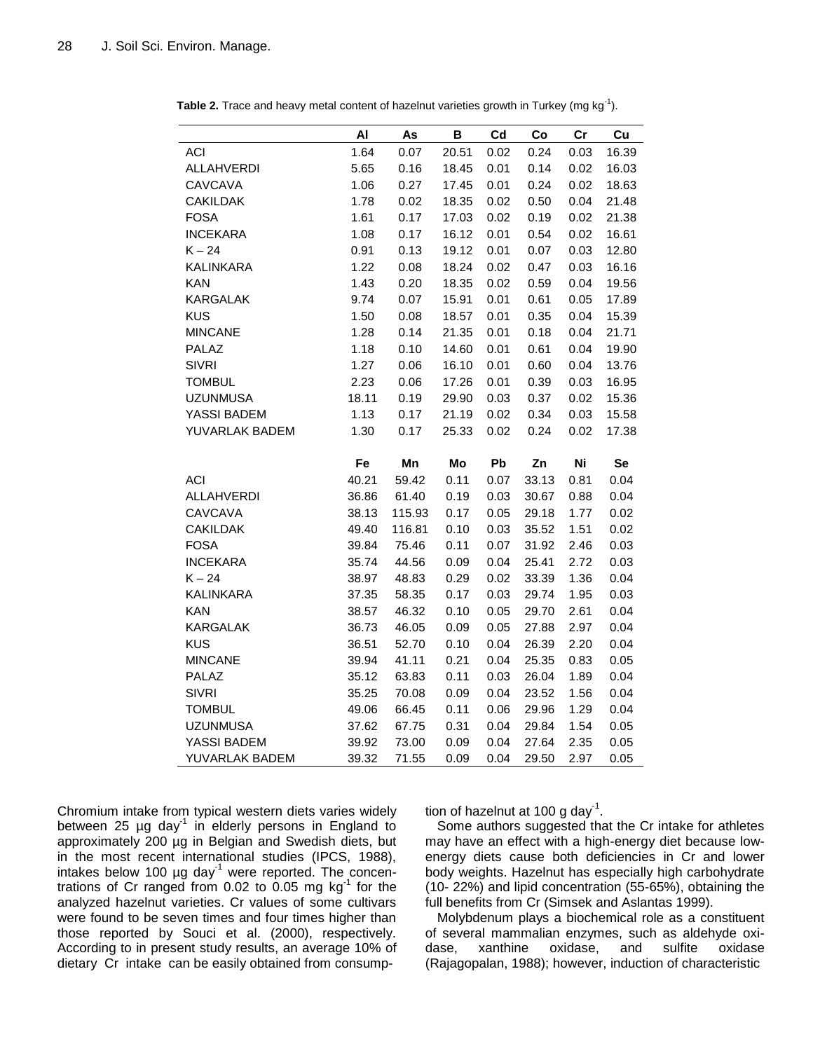**Table 2.** Trace and heavy metal content of hazelnut varieties growth in Turkey (mg kg$^{-1}$).

| | Al | As | B | Cd | Co | Cr | Cu |
|---|---|---|---|---|---|---|---|
| ACI | 1.64 | 0.07 | 20.51 | 0.02 | 0.24 | 0.03 | 16.39 |
| ALLAHVERDI | 5.65 | 0.16 | 18.45 | 0.01 | 0.14 | 0.02 | 16.03 |
| CAVCAVA | 1.06 | 0.27 | 17.45 | 0.01 | 0.24 | 0.02 | 18.63 |
| CAKILDAK | 1.78 | 0.02 | 18.35 | 0.02 | 0.50 | 0.04 | 21.48 |
| FOSA | 1.61 | 0.17 | 17.03 | 0.02 | 0.19 | 0.02 | 21.38 |
| INCEKARA | 1.08 | 0.17 | 16.12 | 0.01 | 0.54 | 0.02 | 16.61 |
| K – 24 | 0.91 | 0.13 | 19.12 | 0.01 | 0.07 | 0.03 | 12.80 |
| KALINKARA | 1.22 | 0.08 | 18.24 | 0.02 | 0.47 | 0.03 | 16.16 |
| KAN | 1.43 | 0.20 | 18.35 | 0.02 | 0.59 | 0.04 | 19.56 |
| KARGALAK | 9.74 | 0.07 | 15.91 | 0.01 | 0.61 | 0.05 | 17.89 |
| KUS | 1.50 | 0.08 | 18.57 | 0.01 | 0.35 | 0.04 | 15.39 |
| MINCANE | 1.28 | 0.14 | 21.35 | 0.01 | 0.18 | 0.04 | 21.71 |
| PALAZ | 1.18 | 0.10 | 14.60 | 0.01 | 0.61 | 0.04 | 19.90 |
| SIVRI | 1.27 | 0.06 | 16.10 | 0.01 | 0.60 | 0.04 | 13.76 |
| TOMBUL | 2.23 | 0.06 | 17.26 | 0.01 | 0.39 | 0.03 | 16.95 |
| UZUNMUSA | 18.11 | 0.19 | 29.90 | 0.03 | 0.37 | 0.02 | 15.36 |
| YASSI BADEM | 1.13 | 0.17 | 21.19 | 0.02 | 0.34 | 0.03 | 15.58 |
| YUVARLAK BADEM | 1.30 | 0.17 | 25.33 | 0.02 | 0.24 | 0.02 | 17.38 |
| | **Fe** | **Mn** | **Mo** | **Pb** | **Zn** | **Ni** | **Se** |
| ACI | 40.21 | 59.42 | 0.11 | 0.07 | 33.13 | 0.81 | 0.04 |
| ALLAHVERDI | 36.86 | 61.40 | 0.19 | 0.03 | 30.67 | 0.88 | 0.04 |
| CAVCAVA | 38.13 | 115.93 | 0.17 | 0.05 | 29.18 | 1.77 | 0.02 |
| CAKILDAK | 49.40 | 116.81 | 0.10 | 0.03 | 35.52 | 1.51 | 0.02 |
| FOSA | 39.84 | 75.46 | 0.11 | 0.07 | 31.92 | 2.46 | 0.03 |
| INCEKARA | 35.74 | 44.56 | 0.09 | 0.04 | 25.41 | 2.72 | 0.03 |
| K – 24 | 38.97 | 48.83 | 0.29 | 0.02 | 33.39 | 1.36 | 0.04 |
| KALINKARA | 37.35 | 58.35 | 0.17 | 0.03 | 29.74 | 1.95 | 0.03 |
| KAN | 38.57 | 46.32 | 0.10 | 0.05 | 29.70 | 2.61 | 0.04 |
| KARGALAK | 36.73 | 46.05 | 0.09 | 0.05 | 27.88 | 2.97 | 0.04 |
| KUS | 36.51 | 52.70 | 0.10 | 0.04 | 26.39 | 2.20 | 0.04 |
| MINCANE | 39.94 | 41.11 | 0.21 | 0.04 | 25.35 | 0.83 | 0.05 |
| PALAZ | 35.12 | 63.83 | 0.11 | 0.03 | 26.04 | 1.89 | 0.04 |
| SIVRI | 35.25 | 70.08 | 0.09 | 0.04 | 23.52 | 1.56 | 0.04 |
| TOMBUL | 49.06 | 66.45 | 0.11 | 0.06 | 29.96 | 1.29 | 0.04 |
| UZUNMUSA | 37.62 | 67.75 | 0.31 | 0.04 | 29.84 | 1.54 | 0.05 |
| YASSI BADEM | 39.92 | 73.00 | 0.09 | 0.04 | 27.64 | 2.35 | 0.05 |
| YUVARLAK BADEM | 39.32 | 71.55 | 0.09 | 0.04 | 29.50 | 2.97 | 0.05 |

Chromium intake from typical western diets varies widely between 25 µg day$^{-1}$ in elderly persons in England to approximately 200 µg in Belgian and Swedish diets, but in the most recent international studies (IPCS, 1988), intakes below 100 µg day$^{-1}$ were reported. The concentrations of Cr ranged from 0.02 to 0.05 mg kg$^{-1}$ for the analyzed hazelnut varieties. Cr values of some cultivars were found to be seven times and four times higher than those reported by Souci et al. (2000), respectively. According to in present study results, an average 10% of dietary Cr intake can be easily obtained from consumption of hazelnut at 100 g day$^{-1}$.

Some authors suggested that the Cr intake for athletes may have an effect with a high-energy diet because low-energy diets cause both deficiencies in Cr and lower body weights. Hazelnut has especially high carbohydrate (10- 22%) and lipid concentration (55-65%), obtaining the full benefits from Cr (Simsek and Aslantas 1999).

Molybdenum plays a biochemical role as a constituent of several mammalian enzymes, such as aldehyde oxidase, xanthine oxidase, and sulfite oxidase (Rajagopalan, 1988); however, induction of characteristic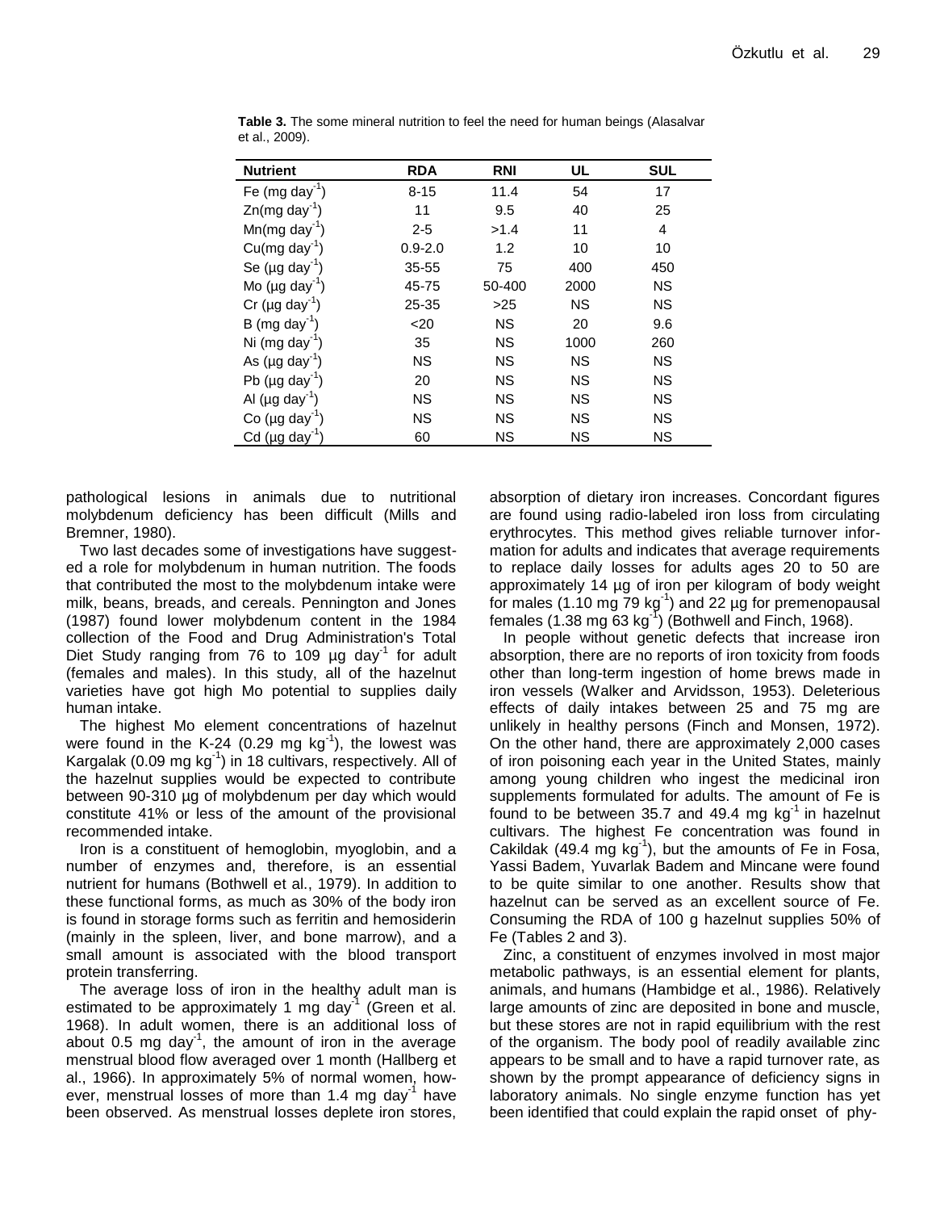**Table 3.** The some mineral nutrition to feel the need for human beings (Alasalvar et al., 2009).

| Nutrient | RDA | RNI | UL | SUL |
|---|---|---|---|---|
| Fe (mg day$^{-1}$) | 8-15 | 11.4 | 54 | 17 |
| Zn(mg day$^{-1}$) | 11 | 9.5 | 40 | 25 |
| Mn(mg day$^{-1}$) | 2-5 | >1.4 | 11 | 4 |
| Cu(mg day$^{-1}$) | 0.9-2.0 | 1.2 | 10 | 10 |
| Se (µg day$^{-1}$) | 35-55 | 75 | 400 | 450 |
| Mo (µg day$^{-1}$) | 45-75 | 50-400 | 2000 | NS |
| Cr (µg day$^{-1}$) | 25-35 | >25 | NS | NS |
| B (mg day$^{-1}$) | <20 | NS | 20 | 9.6 |
| Ni (mg day$^{-1}$) | 35 | NS | 1000 | 260 |
| As (µg day$^{-1}$) | NS | NS | NS | NS |
| Pb (µg day$^{-1}$) | 20 | NS | NS | NS |
| Al (µg day$^{-1}$) | NS | NS | NS | NS |
| Co (µg day$^{-1}$) | NS | NS | NS | NS |
| Cd (µg day$^{-1}$) | 60 | NS | NS | NS |

pathological lesions in animals due to nutritional molybdenum deficiency has been difficult (Mills and Bremner, 1980).

Two last decades some of investigations have suggested a role for molybdenum in human nutrition. The foods that contributed the most to the molybdenum intake were milk, beans, breads, and cereals. Pennington and Jones (1987) found lower molybdenum content in the 1984 collection of the Food and Drug Administration's Total Diet Study ranging from 76 to 109 µg day$^{-1}$ for adult (females and males). In this study, all of the hazelnut varieties have got high Mo potential to supplies daily human intake.

The highest Mo element concentrations of hazelnut were found in the K-24 (0.29 mg kg$^{-1}$), the lowest was Kargalak (0.09 mg kg$^{-1}$) in 18 cultivars, respectively. All of the hazelnut supplies would be expected to contribute between 90-310 µg of molybdenum per day which would constitute 41% or less of the amount of the provisional recommended intake.

Iron is a constituent of hemoglobin, myoglobin, and a number of enzymes and, therefore, is an essential nutrient for humans (Bothwell et al., 1979). In addition to these functional forms, as much as 30% of the body iron is found in storage forms such as ferritin and hemosiderin (mainly in the spleen, liver, and bone marrow), and a small amount is associated with the blood transport protein transferring.

The average loss of iron in the healthy adult man is estimated to be approximately 1 mg day$^{-1}$ (Green et al. 1968). In adult women, there is an additional loss of about 0.5 mg day$^{-1}$, the amount of iron in the average menstrual blood flow averaged over 1 month (Hallberg et al., 1966). In approximately 5% of normal women, however, menstrual losses of more than 1.4 mg day$^{-1}$ have been observed. As menstrual losses deplete iron stores, absorption of dietary iron increases. Concordant figures are found using radio-labeled iron loss from circulating erythrocytes. This method gives reliable turnover information for adults and indicates that average requirements to replace daily losses for adults ages 20 to 50 are approximately 14 µg of iron per kilogram of body weight for males (1.10 mg 79 kg$^{-1}$) and 22 µg for premenopausal females (1.38 mg 63 kg$^{-1}$) (Bothwell and Finch, 1968).

In people without genetic defects that increase iron absorption, there are no reports of iron toxicity from foods other than long-term ingestion of home brews made in iron vessels (Walker and Arvidsson, 1953). Deleterious effects of daily intakes between 25 and 75 mg are unlikely in healthy persons (Finch and Monsen, 1972). On the other hand, there are approximately 2,000 cases of iron poisoning each year in the United States, mainly among young children who ingest the medicinal iron supplements formulated for adults. The amount of Fe is found to be between 35.7 and 49.4 mg kg$^{-1}$ in hazelnut cultivars. The highest Fe concentration was found in Cakildak (49.4 mg kg$^{-1}$), but the amounts of Fe in Fosa, Yassi Badem, Yuvarlak Badem and Mincane were found to be quite similar to one another. Results show that hazelnut can be served as an excellent source of Fe. Consuming the RDA of 100 g hazelnut supplies 50% of Fe (Tables 2 and 3).

Zinc, a constituent of enzymes involved in most major metabolic pathways, is an essential element for plants, animals, and humans (Hambidge et al., 1986). Relatively large amounts of zinc are deposited in bone and muscle, but these stores are not in rapid equilibrium with the rest of the organism. The body pool of readily available zinc appears to be small and to have a rapid turnover rate, as shown by the prompt appearance of deficiency signs in laboratory animals. No single enzyme function has yet been identified that could explain the rapid onset of phy-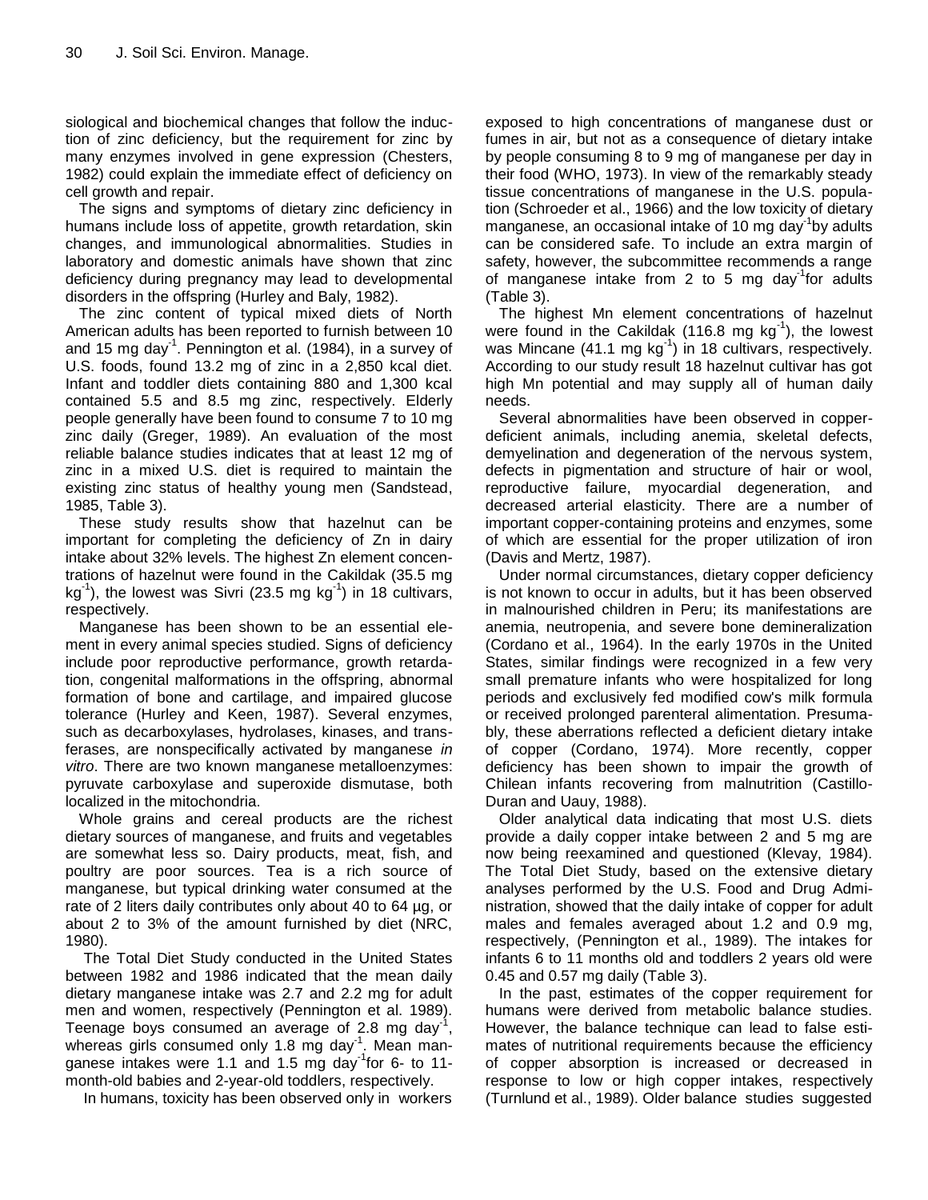siological and biochemical changes that follow the induction of zinc deficiency, but the requirement for zinc by many enzymes involved in gene expression (Chesters, 1982) could explain the immediate effect of deficiency on cell growth and repair.

The signs and symptoms of dietary zinc deficiency in humans include loss of appetite, growth retardation, skin changes, and immunological abnormalities. Studies in laboratory and domestic animals have shown that zinc deficiency during pregnancy may lead to developmental disorders in the offspring (Hurley and Baly, 1982).

The zinc content of typical mixed diets of North American adults has been reported to furnish between 10 and 15 mg day$^{-1}$. Pennington et al. (1984), in a survey of U.S. foods, found 13.2 mg of zinc in a 2,850 kcal diet. Infant and toddler diets containing 880 and 1,300 kcal contained 5.5 and 8.5 mg zinc, respectively. Elderly people generally have been found to consume 7 to 10 mg zinc daily (Greger, 1989). An evaluation of the most reliable balance studies indicates that at least 12 mg of zinc in a mixed U.S. diet is required to maintain the existing zinc status of healthy young men (Sandstead, 1985, Table 3).

These study results show that hazelnut can be important for completing the deficiency of Zn in dairy intake about 32% levels. The highest Zn element concentrations of hazelnut were found in the Cakildak (35.5 mg kg$^{-1}$), the lowest was Sivri (23.5 mg kg$^{-1}$) in 18 cultivars, respectively.

Manganese has been shown to be an essential element in every animal species studied. Signs of deficiency include poor reproductive performance, growth retardation, congenital malformations in the offspring, abnormal formation of bone and cartilage, and impaired glucose tolerance (Hurley and Keen, 1987). Several enzymes, such as decarboxylases, hydrolases, kinases, and transferases, are nonspecifically activated by manganese *in vitro*. There are two known manganese metalloenzymes: pyruvate carboxylase and superoxide dismutase, both localized in the mitochondria.

Whole grains and cereal products are the richest dietary sources of manganese, and fruits and vegetables are somewhat less so. Dairy products, meat, fish, and poultry are poor sources. Tea is a rich source of manganese, but typical drinking water consumed at the rate of 2 liters daily contributes only about 40 to 64 µg, or about 2 to 3% of the amount furnished by diet (NRC, 1980).

The Total Diet Study conducted in the United States between 1982 and 1986 indicated that the mean daily dietary manganese intake was 2.7 and 2.2 mg for adult men and women, respectively (Pennington et al. 1989). Teenage boys consumed an average of 2.8 mg day$^{-1}$, whereas girls consumed only 1.8 mg day$^{-1}$. Mean manganese intakes were 1.1 and 1.5 mg day$^{-1}$for 6- to 11-month-old babies and 2-year-old toddlers, respectively.

In humans, toxicity has been observed only in workers exposed to high concentrations of manganese dust or fumes in air, but not as a consequence of dietary intake by people consuming 8 to 9 mg of manganese per day in their food (WHO, 1973). In view of the remarkably steady tissue concentrations of manganese in the U.S. population (Schroeder et al., 1966) and the low toxicity of dietary manganese, an occasional intake of 10 mg day$^{-1}$by adults can be considered safe. To include an extra margin of safety, however, the subcommittee recommends a range of manganese intake from 2 to 5 mg day$^{-1}$for adults (Table 3).

The highest Mn element concentrations of hazelnut were found in the Cakildak (116.8 mg kg$^{-1}$), the lowest was Mincane (41.1 mg kg$^{-1}$) in 18 cultivars, respectively. According to our study result 18 hazelnut cultivar has got high Mn potential and may supply all of human daily needs.

Several abnormalities have been observed in copper-deficient animals, including anemia, skeletal defects, demyelination and degeneration of the nervous system, defects in pigmentation and structure of hair or wool, reproductive failure, myocardial degeneration, and decreased arterial elasticity. There are a number of important copper-containing proteins and enzymes, some of which are essential for the proper utilization of iron (Davis and Mertz, 1987).

Under normal circumstances, dietary copper deficiency is not known to occur in adults, but it has been observed in malnourished children in Peru; its manifestations are anemia, neutropenia, and severe bone demineralization (Cordano et al., 1964). In the early 1970s in the United States, similar findings were recognized in a few very small premature infants who were hospitalized for long periods and exclusively fed modified cow's milk formula or received prolonged parenteral alimentation. Presumably, these aberrations reflected a deficient dietary intake of copper (Cordano, 1974). More recently, copper deficiency has been shown to impair the growth of Chilean infants recovering from malnutrition (Castillo-Duran and Uauy, 1988).

Older analytical data indicating that most U.S. diets provide a daily copper intake between 2 and 5 mg are now being reexamined and questioned (Klevay, 1984). The Total Diet Study, based on the extensive dietary analyses performed by the U.S. Food and Drug Administration, showed that the daily intake of copper for adult males and females averaged about 1.2 and 0.9 mg, respectively, (Pennington et al., 1989). The intakes for infants 6 to 11 months old and toddlers 2 years old were 0.45 and 0.57 mg daily (Table 3).

In the past, estimates of the copper requirement for humans were derived from metabolic balance studies. However, the balance technique can lead to false estimates of nutritional requirements because the efficiency of copper absorption is increased or decreased in response to low or high copper intakes, respectively (Turnlund et al., 1989). Older balance studies suggested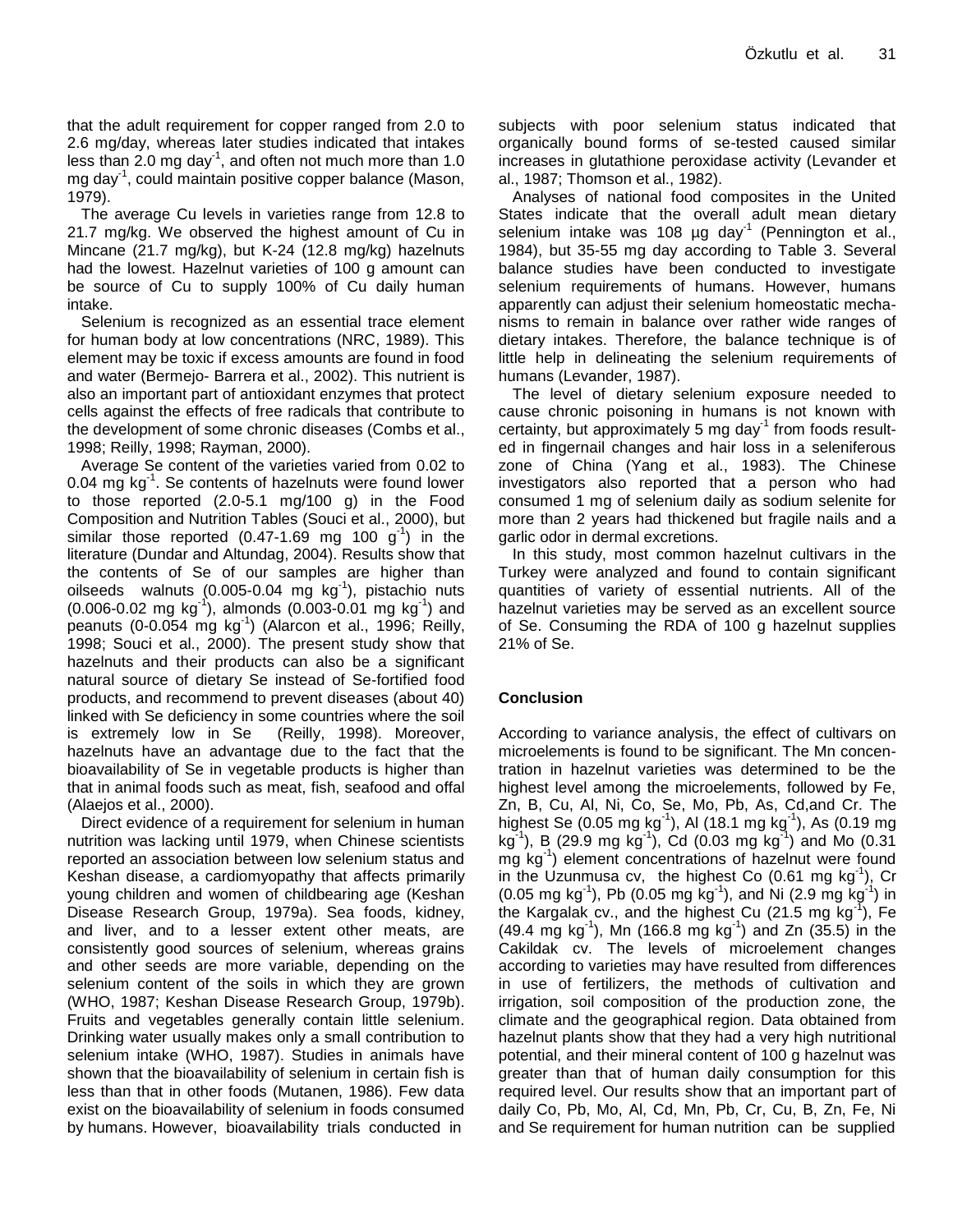that the adult requirement for copper ranged from 2.0 to 2.6 mg/day, whereas later studies indicated that intakes less than 2.0 mg day$^{-1}$, and often not much more than 1.0 mg day$^{-1}$, could maintain positive copper balance (Mason, 1979).

The average Cu levels in varieties range from 12.8 to 21.7 mg/kg. We observed the highest amount of Cu in Mincane (21.7 mg/kg), but K-24 (12.8 mg/kg) hazelnuts had the lowest. Hazelnut varieties of 100 g amount can be source of Cu to supply 100% of Cu daily human intake.

Selenium is recognized as an essential trace element for human body at low concentrations (NRC, 1989). This element may be toxic if excess amounts are found in food and water (Bermejo- Barrera et al., 2002). This nutrient is also an important part of antioxidant enzymes that protect cells against the effects of free radicals that contribute to the development of some chronic diseases (Combs et al., 1998; Reilly, 1998; Rayman, 2000).

Average Se content of the varieties varied from 0.02 to 0.04 mg kg$^{-1}$. Se contents of hazelnuts were found lower to those reported (2.0-5.1 mg/100 g) in the Food Composition and Nutrition Tables (Souci et al., 2000), but similar those reported (0.47-1.69 mg 100 g$^{-1}$) in the literature (Dundar and Altundag, 2004). Results show that the contents of Se of our samples are higher than oilseeds walnuts (0.005-0.04 mg kg$^{-1}$), pistachio nuts (0.006-0.02 mg kg$^{-1}$), almonds (0.003-0.01 mg kg$^{-1}$) and peanuts (0-0.054 mg kg$^{-1}$) (Alarcon et al., 1996; Reilly, 1998; Souci et al., 2000). The present study show that hazelnuts and their products can also be a significant natural source of dietary Se instead of Se-fortified food products, and recommend to prevent diseases (about 40) linked with Se deficiency in some countries where the soil is extremely low in Se (Reilly, 1998). Moreover, hazelnuts have an advantage due to the fact that the bioavailability of Se in vegetable products is higher than that in animal foods such as meat, fish, seafood and offal (Alaejos et al., 2000).

Direct evidence of a requirement for selenium in human nutrition was lacking until 1979, when Chinese scientists reported an association between low selenium status and Keshan disease, a cardiomyopathy that affects primarily young children and women of childbearing age (Keshan Disease Research Group, 1979a). Sea foods, kidney, and liver, and to a lesser extent other meats, are consistently good sources of selenium, whereas grains and other seeds are more variable, depending on the selenium content of the soils in which they are grown (WHO, 1987; Keshan Disease Research Group, 1979b). Fruits and vegetables generally contain little selenium. Drinking water usually makes only a small contribution to selenium intake (WHO, 1987). Studies in animals have shown that the bioavailability of selenium in certain fish is less than that in other foods (Mutanen, 1986). Few data exist on the bioavailability of selenium in foods consumed by humans. However, bioavailability trials conducted in subjects with poor selenium status indicated that organically bound forms of se-tested caused similar increases in glutathione peroxidase activity (Levander et al., 1987; Thomson et al., 1982).

Analyses of national food composites in the United States indicate that the overall adult mean dietary selenium intake was 108 µg day$^{-1}$ (Pennington et al., 1984), but 35-55 mg day according to Table 3. Several balance studies have been conducted to investigate selenium requirements of humans. However, humans apparently can adjust their selenium homeostatic mechanisms to remain in balance over rather wide ranges of dietary intakes. Therefore, the balance technique is of little help in delineating the selenium requirements of humans (Levander, 1987).

The level of dietary selenium exposure needed to cause chronic poisoning in humans is not known with certainty, but approximately 5 mg day$^{-1}$ from foods resulted in fingernail changes and hair loss in a seleniferous zone of China (Yang et al., 1983). The Chinese investigators also reported that a person who had consumed 1 mg of selenium daily as sodium selenite for more than 2 years had thickened but fragile nails and a garlic odor in dermal excretions.

In this study, most common hazelnut cultivars in the Turkey were analyzed and found to contain significant quantities of variety of essential nutrients. All of the hazelnut varieties may be served as an excellent source of Se. Consuming the RDA of 100 g hazelnut supplies 21% of Se.

## Conclusion

According to variance analysis, the effect of cultivars on microelements is found to be significant. The Mn concentration in hazelnut varieties was determined to be the highest level among the microelements, followed by Fe, Zn, B, Cu, Al, Ni, Co, Se, Mo, Pb, As, Cd,and Cr. The highest Se (0.05 mg kg$^{-1}$), Al (18.1 mg kg$^{-1}$), As (0.19 mg kg$^{-1}$), B (29.9 mg kg$^{-1}$), Cd (0.03 mg kg$^{-1}$) and Mo (0.31 mg kg$^{-1}$) element concentrations of hazelnut were found in the Uzunmusa cv, the highest Co (0.61 mg kg$^{-1}$), Cr (0.05 mg kg$^{-1}$), Pb (0.05 mg kg$^{-1}$), and Ni (2.9 mg kg$^{-1}$) in the Kargalak cv., and the highest Cu (21.5 mg kg$^{-1}$), Fe (49.4 mg kg$^{-1}$), Mn (166.8 mg kg$^{-1}$) and Zn (35.5) in the Cakildak cv. The levels of microelement changes according to varieties may have resulted from differences in use of fertilizers, the methods of cultivation and irrigation, soil composition of the production zone, the climate and the geographical region. Data obtained from hazelnut plants show that they had a very high nutritional potential, and their mineral content of 100 g hazelnut was greater than that of human daily consumption for this required level. Our results show that an important part of daily Co, Pb, Mo, Al, Cd, Mn, Pb, Cr, Cu, B, Zn, Fe, Ni and Se requirement for human nutrition can be supplied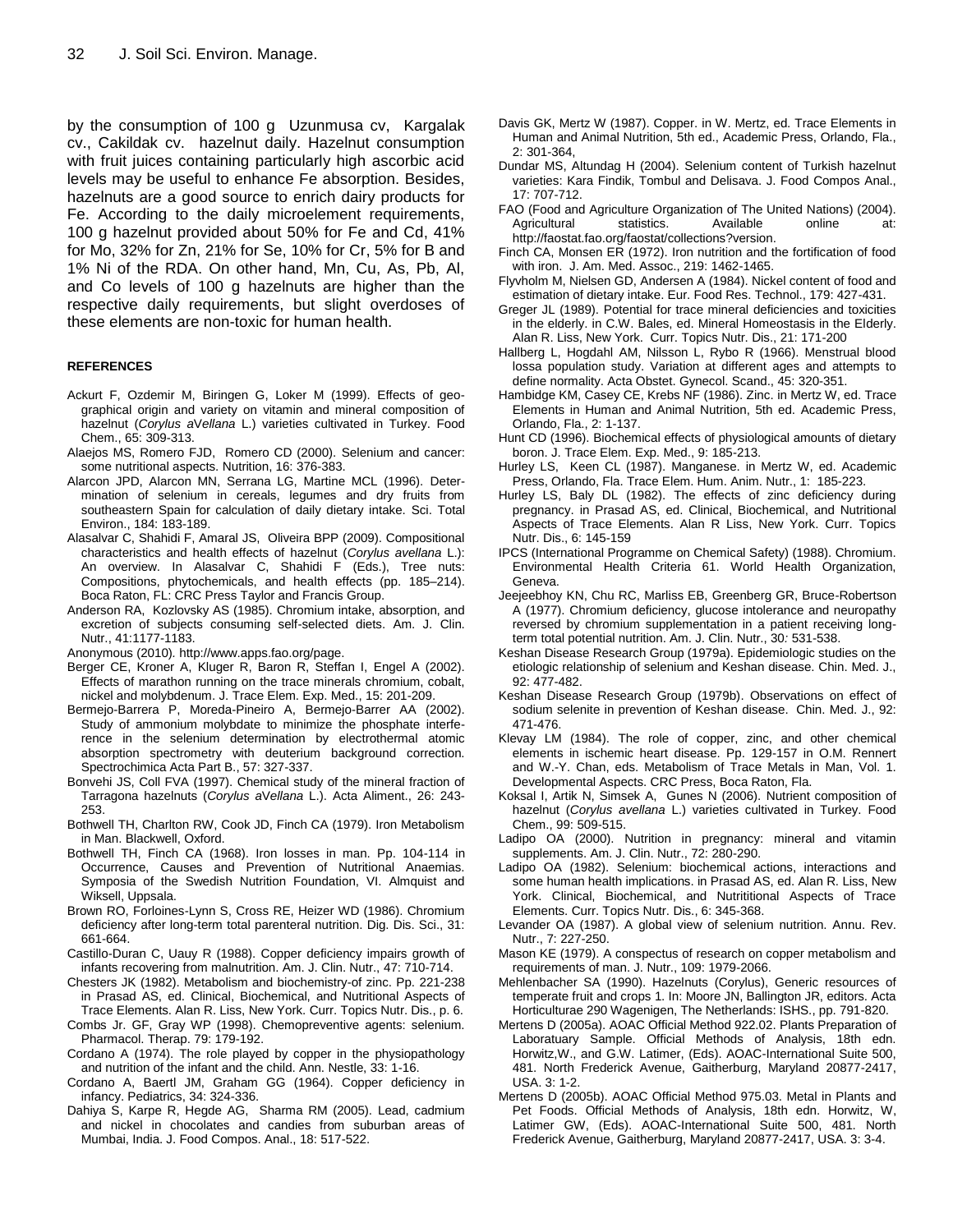by the consumption of 100 g Uzunmusa cv, Kargalak cv., Cakildak cv. hazelnut daily. Hazelnut consumption with fruit juices containing particularly high ascorbic acid levels may be useful to enhance Fe absorption. Besides, hazelnuts are a good source to enrich dairy products for Fe. According to the daily microelement requirements, 100 g hazelnut provided about 50% for Fe and Cd, 41% for Mo, 32% for Zn, 21% for Se, 10% for Cr, 5% for B and 1% Ni of the RDA. On other hand, Mn, Cu, As, Pb, Al, and Co levels of 100 g hazelnuts are higher than the respective daily requirements, but slight overdoses of these elements are non-toxic for human health.

## REFERENCES

Ackurt F, Ozdemir M, Biringen G, Loker M (1999). Effects of geographical origin and variety on vitamin and mineral composition of hazelnut (*Corylus aVellana* L.) varieties cultivated in Turkey. Food Chem., 65: 309-313.

Alaejos MS, Romero FJD, Romero CD (2000). Selenium and cancer: some nutritional aspects. Nutrition, 16: 376-383.

Alarcon JPD, Alarcon MN, Serrana LG, Martine MCL (1996). Determination of selenium in cereals, legumes and dry fruits from southeastern Spain for calculation of daily dietary intake. Sci. Total Environ., 184: 183-189.

Alasalvar C, Shahidi F, Amaral JS, Oliveira BPP (2009). Compositional characteristics and health effects of hazelnut (*Corylus avellana* L.): An overview. In Alasalvar C, Shahidi F (Eds.), Tree nuts: Compositions, phytochemicals, and health effects (pp. 185–214). Boca Raton, FL: CRC Press Taylor and Francis Group.

Anderson RA, Kozlovsky AS (1985). Chromium intake, absorption, and excretion of subjects consuming self-selected diets. Am. J. Clin. Nutr., 41:1177-1183.

Anonymous (2010). http://www.apps.fao.org/page.

Berger CE, Kroner A, Kluger R, Baron R, Steffan I, Engel A (2002). Effects of marathon running on the trace minerals chromium, cobalt, nickel and molybdenum. J. Trace Elem. Exp. Med., 15: 201-209.

Bermejo-Barrera P, Moreda-Pineiro A, Bermejo-Barrer AA (2002). Study of ammonium molybdate to minimize the phosphate interference in the selenium determination by electrothermal atomic absorption spectrometry with deuterium background correction. Spectrochimica Acta Part B., 57: 327-337.

Bonvehi JS, Coll FVA (1997). Chemical study of the mineral fraction of Tarragona hazelnuts (*Corylus aVellana* L.). Acta Aliment., 26: 243-253.

Bothwell TH, Charlton RW, Cook JD, Finch CA (1979). Iron Metabolism in Man. Blackwell, Oxford.

Bothwell TH, Finch CA (1968). Iron losses in man. Pp. 104-114 in Occurrence, Causes and Prevention of Nutritional Anaemias. Symposia of the Swedish Nutrition Foundation, VI. Almqvist and Wiksell, Uppsala.

Brown RO, Forloines-Lynn S, Cross RE, Heizer WD (1986). Chromium deficiency after long-term total parenteral nutrition. Dig. Dis. Sci., 31: 661-664.

Castillo-Duran C, Uauy R (1988). Copper deficiency impairs growth of infants recovering from malnutrition. Am. J. Clin. Nutr., 47: 710-714.

Chesters JK (1982). Metabolism and biochemistry-of zinc. Pp. 221-238 in Prasad AS, ed. Clinical, Biochemical, and Nutritional Aspects of Trace Elements. Alan R. Liss, New York. Curr. Topics Nutr. Dis., p. 6.

Combs Jr. GF, Gray WP (1998). Chemopreventive agents: selenium. Pharmacol. Therap. 79: 179-192.

Cordano A (1974). The role played by copper in the physiopathology and nutrition of the infant and the child. Ann. Nestle, 33: 1-16.

Cordano A, Baertl JM, Graham GG (1964). Copper deficiency in infancy. Pediatrics, 34: 324-336.

Dahiya S, Karpe R, Hegde AG, Sharma RM (2005). Lead, cadmium and nickel in chocolates and candies from suburban areas of Mumbai, India. J. Food Compos. Anal., 18: 517-522.

Davis GK, Mertz W (1987). Copper. in W. Mertz, ed. Trace Elements in Human and Animal Nutrition, 5th ed., Academic Press, Orlando, Fla., 2: 301-364,

Dundar MS, Altundag H (2004). Selenium content of Turkish hazelnut varieties: Kara Findik, Tombul and Delisava. J. Food Compos Anal., 17: 707-712.

FAO (Food and Agriculture Organization of The United Nations) (2004). Agricultural statistics. Available online at: http://faostat.fao.org/faostat/collections?version.

Finch CA, Monsen ER (1972). Iron nutrition and the fortification of food with iron. J. Am. Med. Assoc., 219: 1462-1465.

Flyvholm M, Nielsen GD, Andersen A (1984). Nickel content of food and estimation of dietary intake. Eur. Food Res. Technol., 179: 427-431.

Greger JL (1989). Potential for trace mineral deficiencies and toxicities in the elderly. in C.W. Bales, ed. Mineral Homeostasis in the Elderly. Alan R. Liss, New York. Curr. Topics Nutr. Dis., 21: 171-200

Hallberg L, Hogdahl AM, Nilsson L, Rybo R (1966). Menstrual blood lossa population study. Variation at different ages and attempts to define normality. Acta Obstet. Gynecol. Scand., 45: 320-351.

Hambidge KM, Casey CE, Krebs NF (1986). Zinc. in Mertz W, ed. Trace Elements in Human and Animal Nutrition, 5th ed. Academic Press, Orlando, Fla., 2: 1-137.

Hunt CD (1996). Biochemical effects of physiological amounts of dietary boron. J. Trace Elem. Exp. Med., 9: 185-213.

Hurley LS, Keen CL (1987). Manganese. in Mertz W, ed. Academic Press, Orlando, Fla. Trace Elem. Hum. Anim. Nutr., 1: 185-223.

Hurley LS, Baly DL (1982). The effects of zinc deficiency during pregnancy. in Prasad AS, ed. Clinical, Biochemical, and Nutritional Aspects of Trace Elements. Alan R Liss, New York. Curr. Topics Nutr. Dis., 6: 145-159

IPCS (International Programme on Chemical Safety) (1988). Chromium. Environmental Health Criteria 61. World Health Organization, Geneva.

Jeejeebhoy KN, Chu RC, Marliss EB, Greenberg GR, Bruce-Robertson A (1977). Chromium deficiency, glucose intolerance and neuropathy reversed by chromium supplementation in a patient receiving long-term total potential nutrition. Am. J. Clin. Nutr., 30: 531-538.

Keshan Disease Research Group (1979a). Epidemiologic studies on the etiologic relationship of selenium and Keshan disease. Chin. Med. J., 92: 477-482.

Keshan Disease Research Group (1979b). Observations on effect of sodium selenite in prevention of Keshan disease. Chin. Med. J., 92: 471-476.

Klevay LM (1984). The role of copper, zinc, and other chemical elements in ischemic heart disease. Pp. 129-157 in O.M. Rennert and W.-Y. Chan, eds. Metabolism of Trace Metals in Man, Vol. 1. Developmental Aspects. CRC Press, Boca Raton, Fla.

Koksal I, Artik N, Simsek A, Gunes N (2006). Nutrient composition of hazelnut (*Corylus avellana* L.) varieties cultivated in Turkey. Food Chem., 99: 509-515.

Ladipo OA (2000). Nutrition in pregnancy: mineral and vitamin supplements. Am. J. Clin. Nutr., 72: 280-290.

Ladipo OA (1982). Selenium: biochemical actions, interactions and some human health implications. in Prasad AS, ed. Alan R. Liss, New York. Clinical, Biochemical, and Nutritional Aspects of Trace Elements. Curr. Topics Nutr. Dis., 6: 345-368.

Levander OA (1987). A global view of selenium nutrition. Annu. Rev. Nutr., 7: 227-250.

Mason KE (1979). A conspectus of research on copper metabolism and requirements of man. J. Nutr., 109: 1979-2066.

Mehlenbacher SA (1990). Hazelnuts (Corylus), Generic resources of temperate fruit and crops 1. In: Moore JN, Ballington JR, editors. Acta Horticulturae 290 Wagenigen, The Netherlands: ISHS., pp. 791-820.

Mertens D (2005a). AOAC Official Method 922.02. Plants Preparation of Laboratuary Sample. Official Methods of Analysis, 18th edn. Horwitz,W., and G.W. Latimer, (Eds). AOAC-International Suite 500, 481. North Frederick Avenue, Gaitherburg, Maryland 20877-2417, USA. 3: 1-2.

Mertens D (2005b). AOAC Official Method 975.03. Metal in Plants and Pet Foods. Official Methods of Analysis, 18th edn. Horwitz, W, Latimer GW, (Eds). AOAC-International Suite 500, 481. North Frederick Avenue, Gaitherburg, Maryland 20877-2417, USA. 3: 3-4.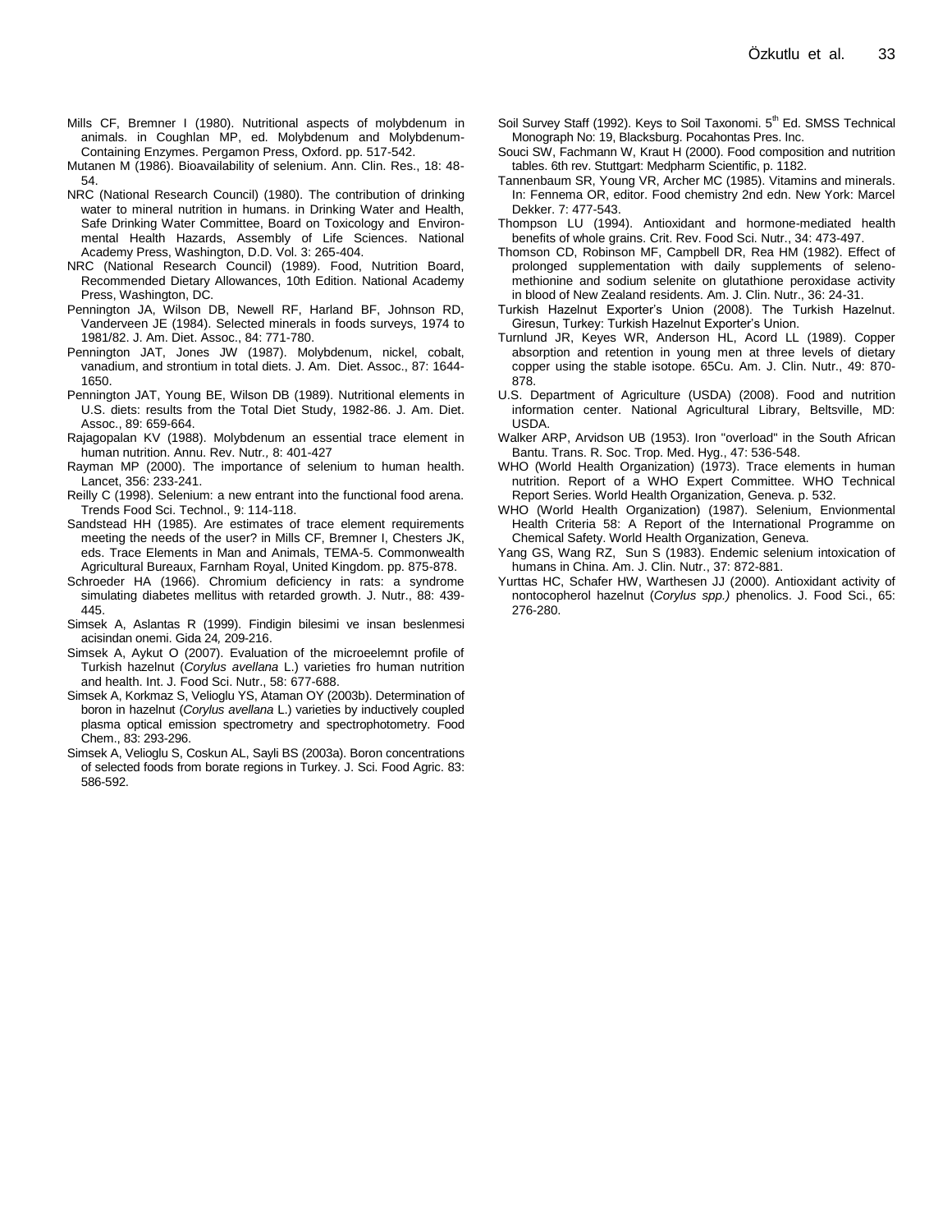Mills CF, Bremner I (1980). Nutritional aspects of molybdenum in animals. in Coughlan MP, ed. Molybdenum and Molybdenum-Containing Enzymes. Pergamon Press, Oxford. pp. 517-542.

Mutanen M (1986). Bioavailability of selenium. Ann. Clin. Res., 18: 48-54.

NRC (National Research Council) (1980). The contribution of drinking water to mineral nutrition in humans. in Drinking Water and Health, Safe Drinking Water Committee, Board on Toxicology and Environmental Health Hazards, Assembly of Life Sciences. National Academy Press, Washington, D.D. Vol. 3: 265-404.

NRC (National Research Council) (1989). Food, Nutrition Board, Recommended Dietary Allowances, 10th Edition. National Academy Press, Washington, DC.

Pennington JA, Wilson DB, Newell RF, Harland BF, Johnson RD, Vanderveen JE (1984). Selected minerals in foods surveys, 1974 to 1981/82. J. Am. Diet. Assoc., 84: 771-780.

Pennington JAT, Jones JW (1987). Molybdenum, nickel, cobalt, vanadium, and strontium in total diets. J. Am. Diet. Assoc., 87: 1644-1650.

Pennington JAT, Young BE, Wilson DB (1989). Nutritional elements in U.S. diets: results from the Total Diet Study, 1982-86. J. Am. Diet. Assoc., 89: 659-664.

Rajagopalan KV (1988). Molybdenum an essential trace element in human nutrition. Annu. Rev. Nutr., 8: 401-427

Rayman MP (2000). The importance of selenium to human health. Lancet, 356: 233-241.

Reilly C (1998). Selenium: a new entrant into the functional food arena. Trends Food Sci. Technol., 9: 114-118.

Sandstead HH (1985). Are estimates of trace element requirements meeting the needs of the user? in Mills CF, Bremner I, Chesters JK, eds. Trace Elements in Man and Animals, TEMA-5. Commonwealth Agricultural Bureaux, Farnham Royal, United Kingdom. pp. 875-878.

Schroeder HA (1966). Chromium deficiency in rats: a syndrome simulating diabetes mellitus with retarded growth. J. Nutr., 88: 439-445.

Simsek A, Aslantas R (1999). Findigin bilesimi ve insan beslenmesi acisindan onemi. Gida 24, 209-216.

Simsek A, Aykut O (2007). Evaluation of the microeelemnt profile of Turkish hazelnut (*Corylus avellana* L.) varieties fro human nutrition and health. Int. J. Food Sci. Nutr., 58: 677-688.

Simsek A, Korkmaz S, Velioglu YS, Ataman OY (2003b). Determination of boron in hazelnut (*Corylus avellana* L.) varieties by inductively coupled plasma optical emission spectrometry and spectrophotometry. Food Chem., 83: 293-296.

Simsek A, Velioglu S, Coskun AL, Sayli BS (2003a). Boron concentrations of selected foods from borate regions in Turkey. J. Sci. Food Agric. 83: 586-592.

Soil Survey Staff (1992). Keys to Soil Taxonomi. 5th Ed. SMSS Technical Monograph No: 19, Blacksburg. Pocahontas Pres. Inc.

Souci SW, Fachmann W, Kraut H (2000). Food composition and nutrition tables. 6th rev. Stuttgart: Medpharm Scientific, p. 1182.

Tannenbaum SR, Young VR, Archer MC (1985). Vitamins and minerals. In: Fennema OR, editor. Food chemistry 2nd edn. New York: Marcel Dekker. 7: 477-543.

Thompson LU (1994). Antioxidant and hormone-mediated health benefits of whole grains. Crit. Rev. Food Sci. Nutr., 34: 473-497.

Thomson CD, Robinson MF, Campbell DR, Rea HM (1982). Effect of prolonged supplementation with daily supplements of seleno-methionine and sodium selenite on glutathione peroxidase activity in blood of New Zealand residents. Am. J. Clin. Nutr., 36: 24-31.

Turkish Hazelnut Exporter's Union (2008). The Turkish Hazelnut. Giresun, Turkey: Turkish Hazelnut Exporter's Union.

Turnlund JR, Keyes WR, Anderson HL, Acord LL (1989). Copper absorption and retention in young men at three levels of dietary copper using the stable isotope. 65Cu. Am. J. Clin. Nutr., 49: 870-878.

U.S. Department of Agriculture (USDA) (2008). Food and nutrition information center. National Agricultural Library, Beltsville, MD: USDA.

Walker ARP, Arvidson UB (1953). Iron "overload" in the South African Bantu. Trans. R. Soc. Trop. Med. Hyg., 47: 536-548.

WHO (World Health Organization) (1973). Trace elements in human nutrition. Report of a WHO Expert Committee. WHO Technical Report Series. World Health Organization, Geneva. p. 532.

WHO (World Health Organization) (1987). Selenium, Envionmental Health Criteria 58: A Report of the International Programme on Chemical Safety. World Health Organization, Geneva.

Yang GS, Wang RZ, Sun S (1983). Endemic selenium intoxication of humans in China. Am. J. Clin. Nutr., 37: 872-881.

Yurttas HC, Schafer HW, Warthesen JJ (2000). Antioxidant activity of nontocopherol hazelnut (*Corylus spp.)* phenolics. J. Food Sci., 65: 276-280.